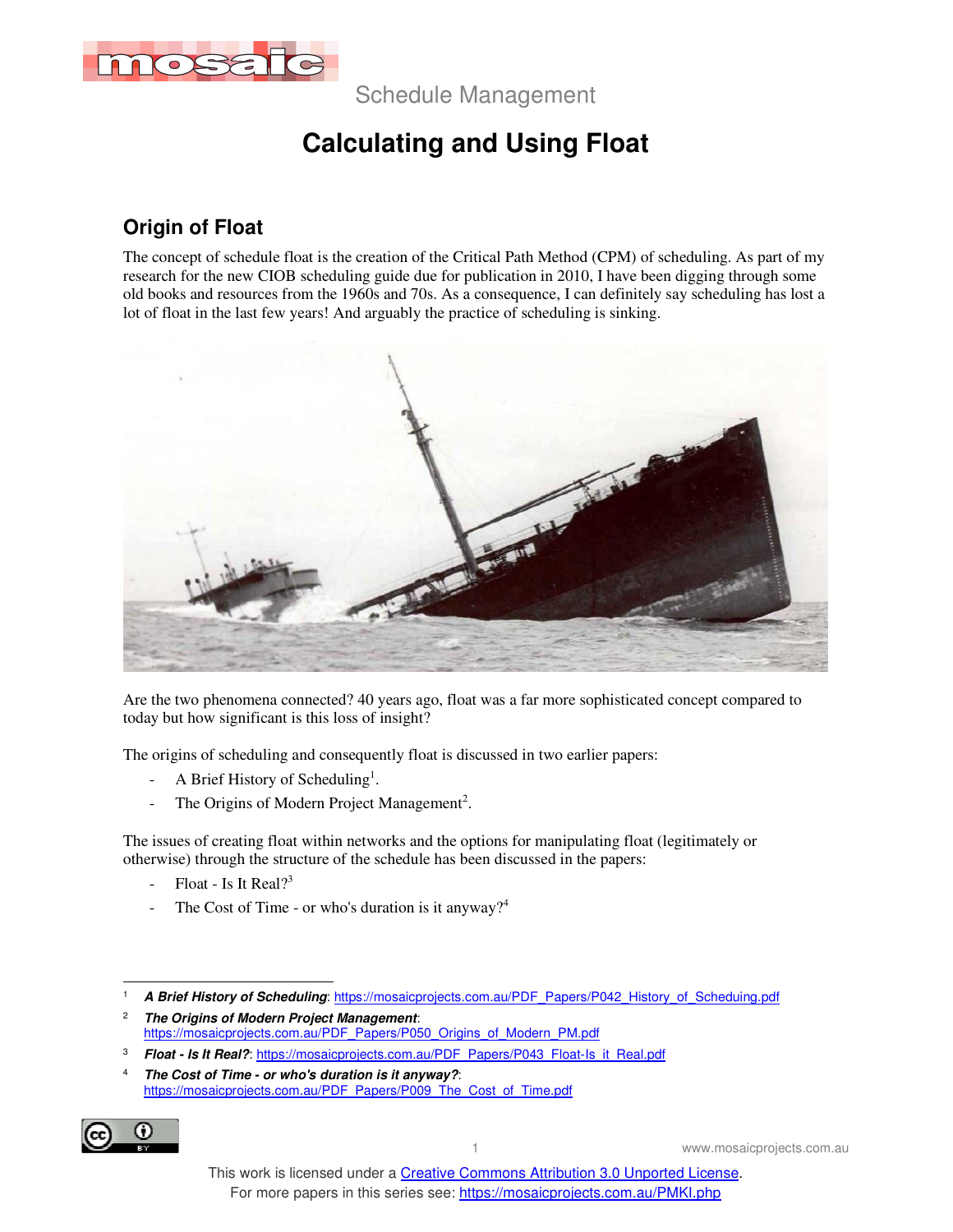Schedule Management

# Calculating and Using Float

## Origin of Float

The concept of schedule float is the creation of the Critical Path Method (CPM) of scheduling. As part of my research for the new CIOB scheduling guide due for publication in 2010, I have been digging through some old books and resources from the 1960s and 70s. As a consequence, I can definitely say scheduling has lost a lot of float in the last few years! And arguably the practice of scheduling is sinking.

Are the two phenomena connected? 40 years ago, float was a far more sophisticated concept compared to today but how significant is this loss of insight?

The origins of scheduling and consequently float is discussed in two earlier papers:

- A Brief History of Scheduling[1].
- The Origins of Modern Project Management[2].

The issues of creating float within networks and the options for manipulating float (legitimately or otherwise) through the structure of the schedule has been discussed in the papers:

- Float - Is It Real?[3]
- The Cost of Time - or who's duration is it anyway?[4]

---

1 ***A Brief History of Scheduling***: https://mosaicprojects.com.au/PDF_Papers/P042_History_of_Scheduling.pdf

2 ***The Origins of Modern Project Management***: https://mosaicprojects.com.au/PDF_Papers/P050_Origins_of_Modern_PM.pdf

3 ***Float - Is It Real?***: https://mosaicprojects.com.au/PDF_Papers/P043_Float-Is_it_Real.pdf

4 ***The Cost of Time - or who's duration is it anyway?***: https://mosaicprojects.com.au/PDF_Papers/P009_The_Cost_of_Time.pdf

This work is licensed under a Creative Commons Attribution 3.0 Unported License.
For more papers in this series see: https://mosaicprojects.com.au/PMKI.php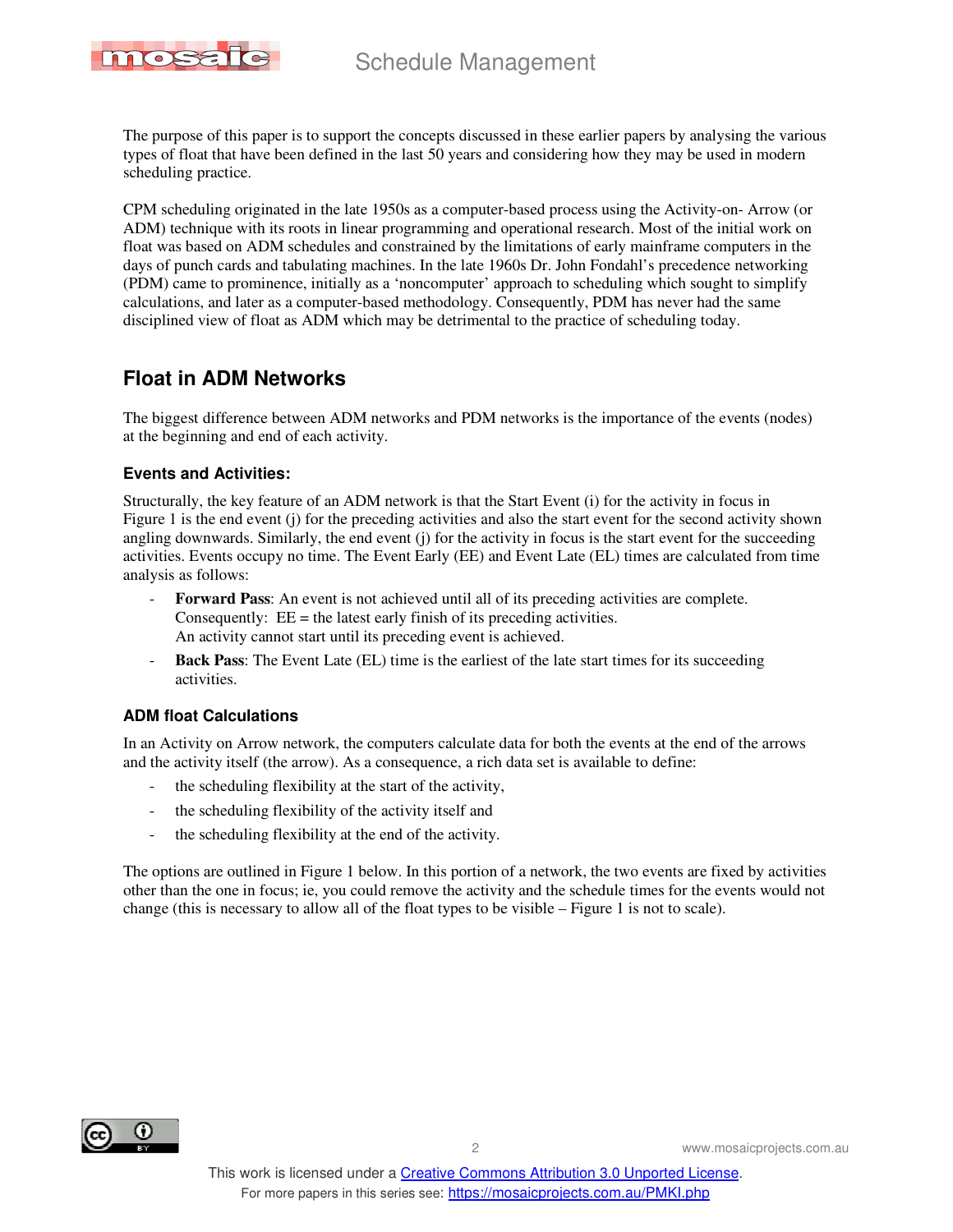The purpose of this paper is to support the concepts discussed in these earlier papers by analysing the various types of float that have been defined in the last 50 years and considering how they may be used in modern scheduling practice.

CPM scheduling originated in the late 1950s as a computer-based process using the Activity-on- Arrow (or ADM) technique with its roots in linear programming and operational research. Most of the initial work on float was based on ADM schedules and constrained by the limitations of early mainframe computers in the days of punch cards and tabulating machines. In the late 1960s Dr. John Fondahl's precedence networking (PDM) came to prominence, initially as a 'noncomputer' approach to scheduling which sought to simplify calculations, and later as a computer-based methodology. Consequently, PDM has never had the same disciplined view of float as ADM which may be detrimental to the practice of scheduling today.

## Float in ADM Networks

The biggest difference between ADM networks and PDM networks is the importance of the events (nodes) at the beginning and end of each activity.

### Events and Activities:

Structurally, the key feature of an ADM network is that the Start Event (i) for the activity in focus in Figure 1 is the end event (j) for the preceding activities and also the start event for the second activity shown angling downwards. Similarly, the end event (j) for the activity in focus is the start event for the succeeding activities. Events occupy no time. The Event Early (EE) and Event Late (EL) times are calculated from time analysis as follows:

- **Forward Pass**: An event is not achieved until all of its preceding activities are complete.
  Consequently: EE = the latest early finish of its preceding activities.
  An activity cannot start until its preceding event is achieved.
- **Back Pass**: The Event Late (EL) time is the earliest of the late start times for its succeeding activities.

### ADM float Calculations

In an Activity on Arrow network, the computers calculate data for both the events at the end of the arrows and the activity itself (the arrow). As a consequence, a rich data set is available to define:

- the scheduling flexibility at the start of the activity,
- the scheduling flexibility of the activity itself and
- the scheduling flexibility at the end of the activity.

The options are outlined in Figure 1 below. In this portion of a network, the two events are fixed by activities other than the one in focus; ie, you could remove the activity and the schedule times for the events would not change (this is necessary to allow all of the float types to be visible – Figure 1 is not to scale).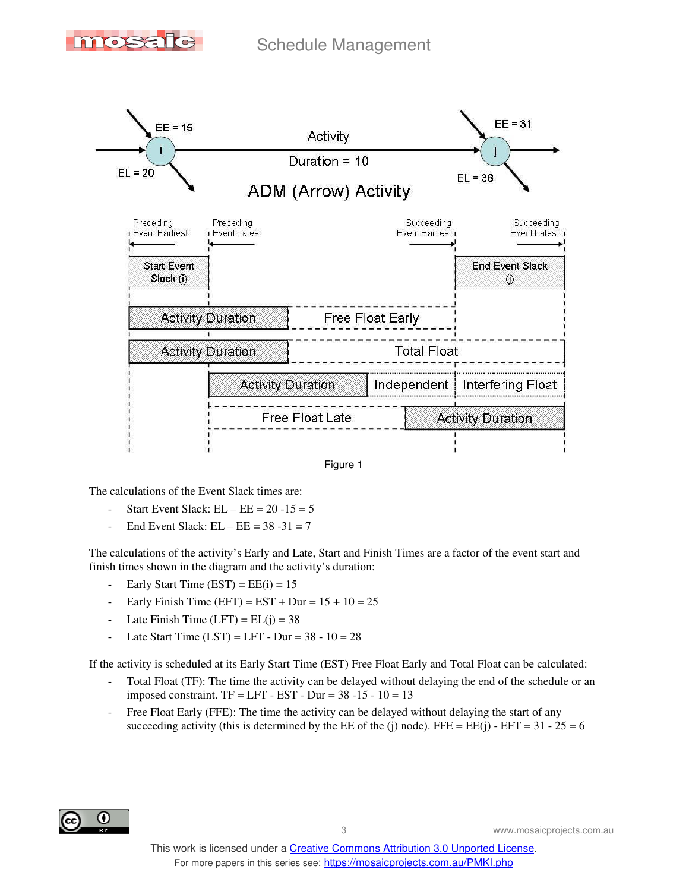Figure 1

The calculations of the Event Slack times are:

- Start Event Slack: EL – EE = 20 -15 = 5
- End Event Slack: EL – EE = 38 -31 = 7

The calculations of the activity's Early and Late, Start and Finish Times are a factor of the event start and finish times shown in the diagram and the activity's duration:

- Early Start Time (EST) = EE(i) = 15
- Early Finish Time (EFT) = EST + Dur = 15 + 10 = 25
- Late Finish Time (LFT) = EL(j) = 38
- Late Start Time (LST) = LFT - Dur = 38 - 10 = 28

If the activity is scheduled at its Early Start Time (EST) Free Float Early and Total Float can be calculated:

- Total Float (TF): The time the activity can be delayed without delaying the end of the schedule or an imposed constraint. TF = LFT - EST - Dur = 38 -15 - 10 = 13
- Free Float Early (FFE): The time the activity can be delayed without delaying the start of any succeeding activity (this is determined by the EE of the (j) node). FFE = EE(j) - EFT = 31 - 25 = 6

This work is licensed under a [Creative Commons Attribution 3.0 Unported License](https://creativecommons.org/licenses/by/3.0/).
For more papers in this series see: https://mosaicprojects.com.au/PMKI.php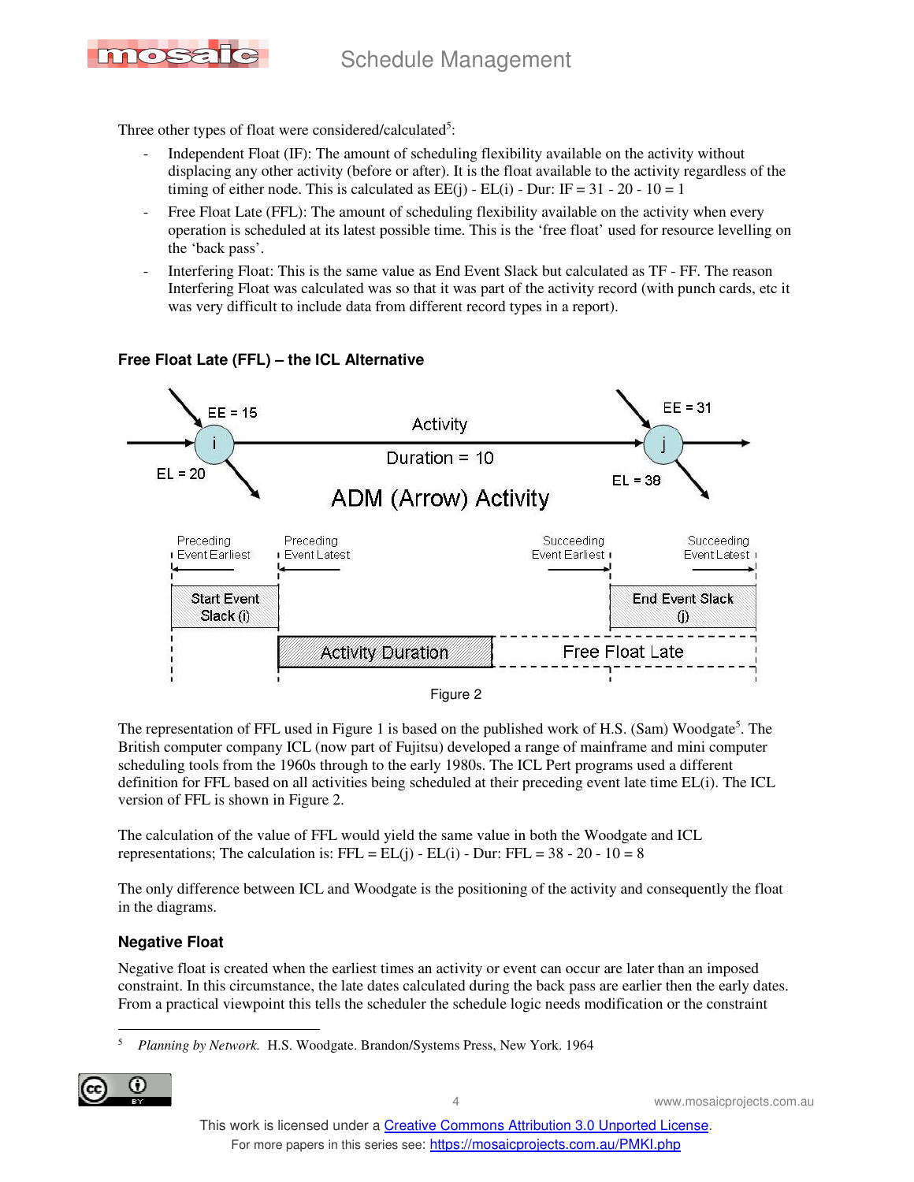Three other types of float were considered/calculated[5]:

- Independent Float (IF): The amount of scheduling flexibility available on the activity without displacing any other activity (before or after). It is the float available to the activity regardless of the timing of either node. This is calculated as EE(j) - EL(i) - Dur: IF = 31 - 20 - 10 = 1
- Free Float Late (FFL): The amount of scheduling flexibility available on the activity when every operation is scheduled at its latest possible time. This is the 'free float' used for resource levelling on the 'back pass'.
- Interfering Float: This is the same value as End Event Slack but calculated as TF - FF. The reason Interfering Float was calculated was so that it was part of the activity record (with punch cards, etc it was very difficult to include data from different record types in a report).

### Free Float Late (FFL) – the ICL Alternative

Figure 2

The representation of FFL used in Figure 1 is based on the published work of H.S. (Sam) Woodgate[5]. The British computer company ICL (now part of Fujitsu) developed a range of mainframe and mini computer scheduling tools from the 1960s through to the early 1980s. The ICL Pert programs used a different definition for FFL based on all activities being scheduled at their preceding event late time EL(i). The ICL version of FFL is shown in Figure 2.

The calculation of the value of FFL would yield the same value in both the Woodgate and ICL representations; The calculation is: FFL = EL(j) - EL(i) - Dur: FFL = 38 - 20 - 10 = 8

The only difference between ICL and Woodgate is the positioning of the activity and consequently the float in the diagrams.

### Negative Float

Negative float is created when the earliest times an activity or event can occur are later than an imposed constraint. In this circumstance, the late dates calculated during the back pass are earlier then the early dates. From a practical viewpoint this tells the scheduler the schedule logic needs modification or the constraint

---

[5] *Planning by Network*. H.S. Woodgate. Brandon/Systems Press, New York. 1964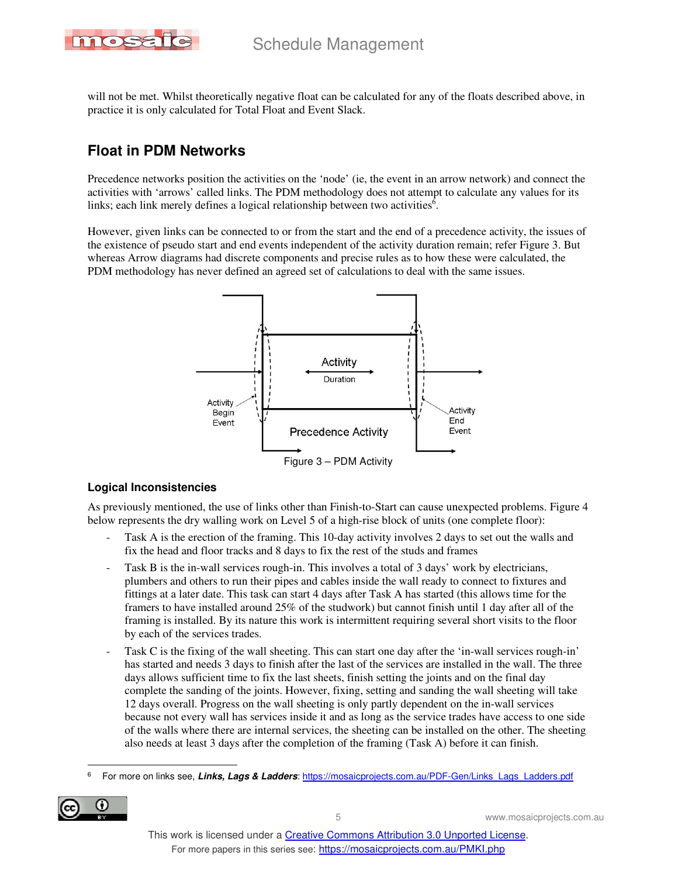will not be met. Whilst theoretically negative float can be calculated for any of the floats described above, in practice it is only calculated for Total Float and Event Slack.

## Float in PDM Networks

Precedence networks position the activities on the 'node' (ie, the event in an arrow network) and connect the activities with 'arrows' called links. The PDM methodology does not attempt to calculate any values for its links; each link merely defines a logical relationship between two activities[6].

However, given links can be connected to or from the start and the end of a precedence activity, the issues of the existence of pseudo start and end events independent of the activity duration remain; refer Figure 3. But whereas Arrow diagrams had discrete components and precise rules as to how these were calculated, the PDM methodology has never defined an agreed set of calculations to deal with the same issues.

Activity Begin Event | Activity Duration | Precedence Activity | Activity End Event

Figure 3 – PDM Activity

### Logical Inconsistencies

As previously mentioned, the use of links other than Finish-to-Start can cause unexpected problems. Figure 4 below represents the dry walling work on Level 5 of a high-rise block of units (one complete floor):

- Task A is the erection of the framing. This 10-day activity involves 2 days to set out the walls and fix the head and floor tracks and 8 days to fix the rest of the studs and frames
- Task B is the in-wall services rough-in. This involves a total of 3 days' work by electricians, plumbers and others to run their pipes and cables inside the wall ready to connect to fixtures and fittings at a later date. This task can start 4 days after Task A has started (this allows time for the framers to have installed around 25% of the studwork) but cannot finish until 1 day after all of the framing is installed. By its nature this work is intermittent requiring several short visits to the floor by each of the services trades.
- Task C is the fixing of the wall sheeting. This can start one day after the 'in-wall services rough-in' has started and needs 3 days to finish after the last of the services are installed in the wall. The three days allows sufficient time to fix the last sheets, finish setting the joints and on the final day complete the sanding of the joints. However, fixing, setting and sanding the wall sheeting will take 12 days overall. Progress on the wall sheeting is only partly dependent on the in-wall services because not every wall has services inside it and as long as the service trades have access to one side of the walls where there are internal services, the sheeting can be installed on the other. The sheeting also needs at least 3 days after the completion of the framing (Task A) before it can finish.

---

6 For more on links see, ***Links, Lags & Ladders***: https://mosaicprojects.com.au/PDF-Gen/Links_Lags_Ladders.pdf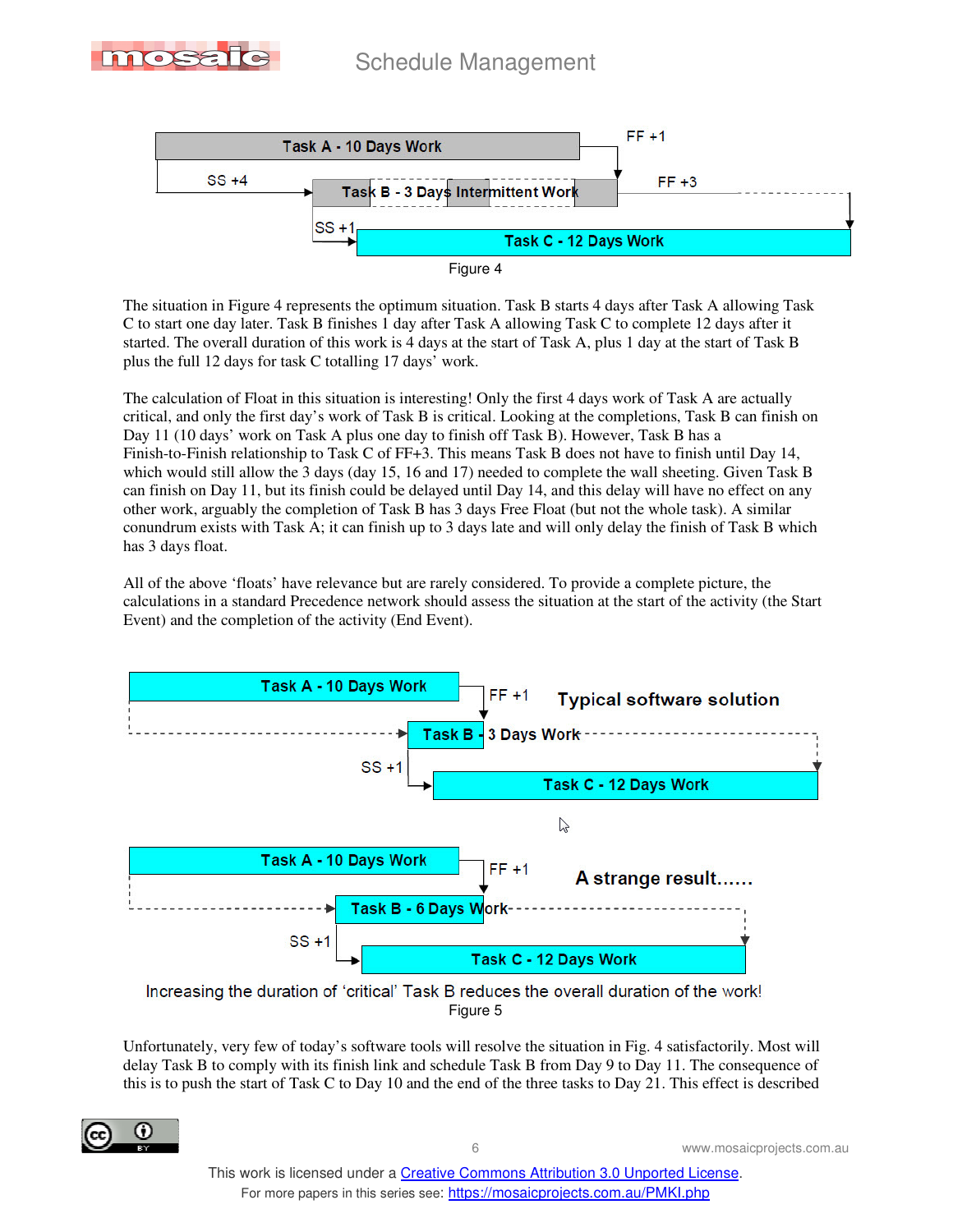Task A - 10 Days Work

FF +1

SS +4

Task B - 3 Days Intermittent Work

FF +3

SS +1

Task C - 12 Days Work

Figure 4

The situation in Figure 4 represents the optimum situation. Task B starts 4 days after Task A allowing Task C to start one day later. Task B finishes 1 day after Task A allowing Task C to complete 12 days after it started. The overall duration of this work is 4 days at the start of Task A, plus 1 day at the start of Task B plus the full 12 days for task C totalling 17 days' work.

The calculation of Float in this situation is interesting! Only the first 4 days work of Task A are actually critical, and only the first day's work of Task B is critical. Looking at the completions, Task B can finish on Day 11 (10 days' work on Task A plus one day to finish off Task B). However, Task B has a Finish-to-Finish relationship to Task C of FF+3. This means Task B does not have to finish until Day 14, which would still allow the 3 days (day 15, 16 and 17) needed to complete the wall sheeting. Given Task B can finish on Day 11, but its finish could be delayed until Day 14, and this delay will have no effect on any other work, arguably the completion of Task B has 3 days Free Float (but not the whole task). A similar conundrum exists with Task A; it can finish up to 3 days late and will only delay the finish of Task B which has 3 days float.

All of the above 'floats' have relevance but are rarely considered. To provide a complete picture, the calculations in a standard Precedence network should assess the situation at the start of the activity (the Start Event) and the completion of the activity (End Event).

Task A - 10 Days Work

FF +1

Typical software solution

Task B - 3 Days Work

SS +1

Task C - 12 Days Work

Task A - 10 Days Work

FF +1

A strange result......

Task B - 6 Days Work

SS +1

Task C - 12 Days Work

Increasing the duration of 'critical' Task B reduces the overall duration of the work!

Figure 5

Unfortunately, very few of today's software tools will resolve the situation in Fig. 4 satisfactorily. Most will delay Task B to comply with its finish link and schedule Task B from Day 9 to Day 11. The consequence of this is to push the start of Task C to Day 10 and the end of the three tasks to Day 21. This effect is described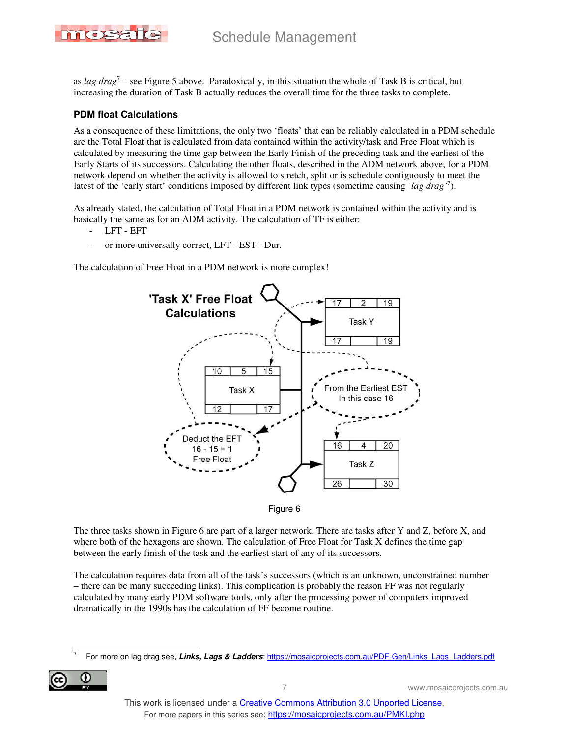as *lag drag*[7] – see Figure 5 above. Paradoxically, in this situation the whole of Task B is critical, but increasing the duration of Task B actually reduces the overall time for the three tasks to complete.

### PDM float Calculations

As a consequence of these limitations, the only two 'floats' that can be reliably calculated in a PDM schedule are the Total Float that is calculated from data contained within the activity/task and Free Float which is calculated by measuring the time gap between the Early Finish of the preceding task and the earliest of the Early Starts of its successors. Calculating the other floats, described in the ADM network above, for a PDM network depend on whether the activity is allowed to stretch, split or is schedule contiguously to meet the latest of the 'early start' conditions imposed by different link types (sometime causing *'lag drag'*[7]).

As already stated, the calculation of Total Float in a PDM network is contained within the activity and is basically the same as for an ADM activity. The calculation of TF is either:

- LFT - EFT
- or more universally correct, LFT - EST - Dur.

The calculation of Free Float in a PDM network is more complex!

Figure 6

The three tasks shown in Figure 6 are part of a larger network. There are tasks after Y and Z, before X, and where both of the hexagons are shown. The calculation of Free Float for Task X defines the time gap between the early finish of the task and the earliest start of any of its successors.

The calculation requires data from all of the task's successors (which is an unknown, unconstrained number – there can be many succeeding links). This complication is probably the reason FF was not regularly calculated by many early PDM software tools, only after the processing power of computers improved dramatically in the 1990s has the calculation of FF become routine.

---

7 For more on lag drag see, ***Links, Lags & Ladders***: https://mosaicprojects.com.au/PDF-Gen/Links_Lags_Ladders.pdf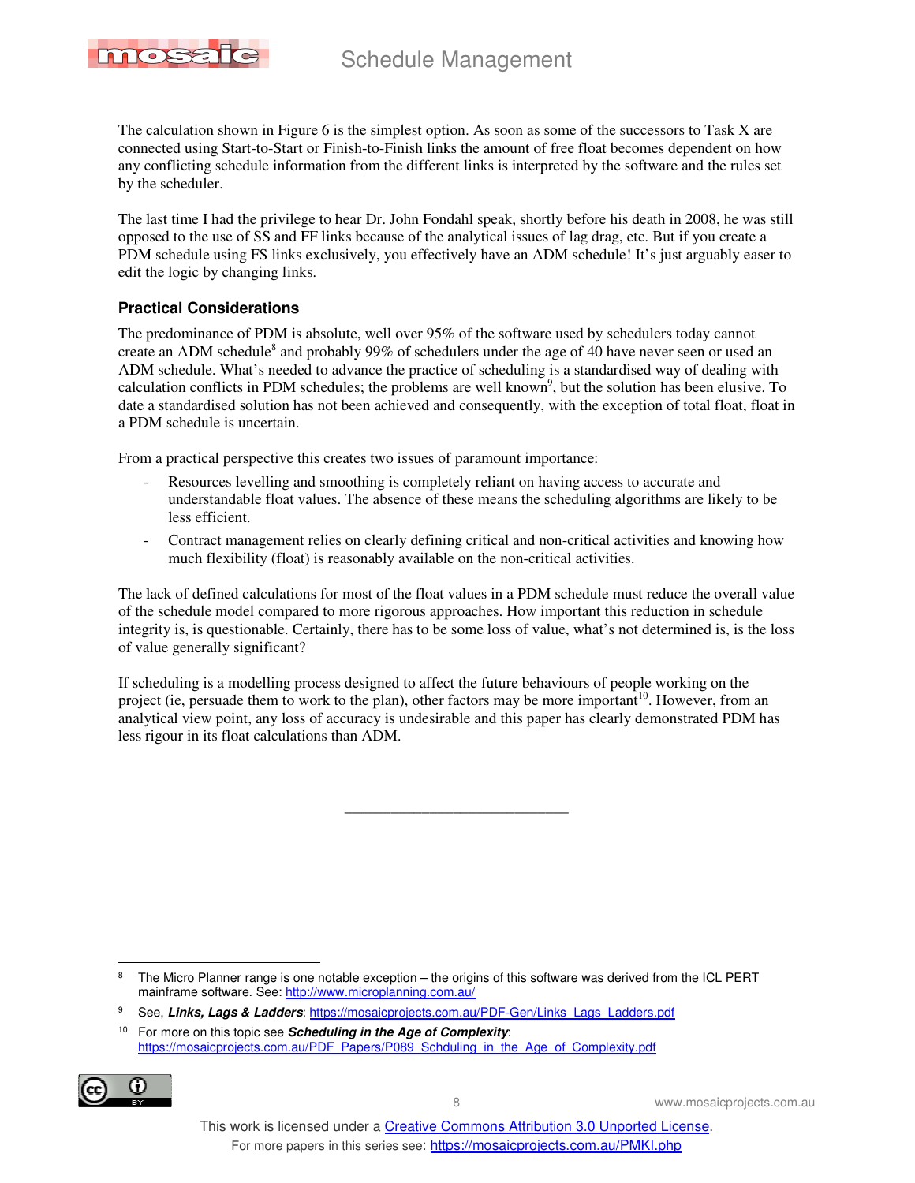The calculation shown in Figure 6 is the simplest option. As soon as some of the successors to Task X are connected using Start-to-Start or Finish-to-Finish links the amount of free float becomes dependent on how any conflicting schedule information from the different links is interpreted by the software and the rules set by the scheduler.

The last time I had the privilege to hear Dr. John Fondahl speak, shortly before his death in 2008, he was still opposed to the use of SS and FF links because of the analytical issues of lag drag, etc. But if you create a PDM schedule using FS links exclusively, you effectively have an ADM schedule! It's just arguably easer to edit the logic by changing links.

### Practical Considerations

The predominance of PDM is absolute, well over 95% of the software used by schedulers today cannot create an ADM schedule[8] and probably 99% of schedulers under the age of 40 have never seen or used an ADM schedule. What's needed to advance the practice of scheduling is a standardised way of dealing with calculation conflicts in PDM schedules; the problems are well known[9], but the solution has been elusive. To date a standardised solution has not been achieved and consequently, with the exception of total float, float in a PDM schedule is uncertain.

From a practical perspective this creates two issues of paramount importance:

- Resources levelling and smoothing is completely reliant on having access to accurate and understandable float values. The absence of these means the scheduling algorithms are likely to be less efficient.
- Contract management relies on clearly defining critical and non-critical activities and knowing how much flexibility (float) is reasonably available on the non-critical activities.

The lack of defined calculations for most of the float values in a PDM schedule must reduce the overall value of the schedule model compared to more rigorous approaches. How important this reduction in schedule integrity is, is questionable. Certainly, there has to be some loss of value, what's not determined is, is the loss of value generally significant?

If scheduling is a modelling process designed to affect the future behaviours of people working on the project (ie, persuade them to work to the plan), other factors may be more important[10]. However, from an analytical view point, any loss of accuracy is undesirable and this paper has clearly demonstrated PDM has less rigour in its float calculations than ADM.

_____________________________

[8] The Micro Planner range is one notable exception – the origins of this software was derived from the ICL PERT mainframe software. See: http://www.microplanning.com.au/

[9] See, ***Links, Lags & Ladders***: https://mosaicprojects.com.au/PDF-Gen/Links_Lags_Ladders.pdf

[10] For more on this topic see ***Scheduling in the Age of Complexity***: https://mosaicprojects.com.au/PDF_Papers/P089_Schduling_in_the_Age_of_Complexity.pdf

This work is licensed under a Creative Commons Attribution 3.0 Unported License.
For more papers in this series see: https://mosaicprojects.com.au/PMKI.php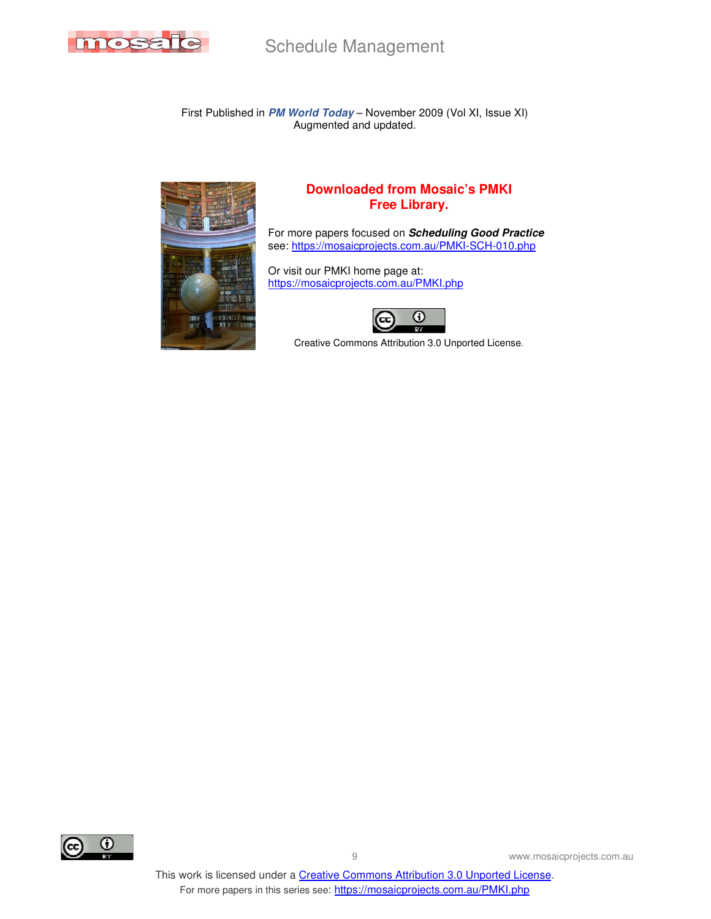First Published in ***PM World Today*** – November 2009 (Vol XI, Issue XI)
Augmented and updated.

**Downloaded from Mosaic's PMKI Free Library.**

For more papers focused on ***Scheduling Good Practice*** see: https://mosaicprojects.com.au/PMKI-SCH-010.php

Or visit our PMKI home page at: https://mosaicprojects.com.au/PMKI.php

Creative Commons Attribution 3.0 Unported License.